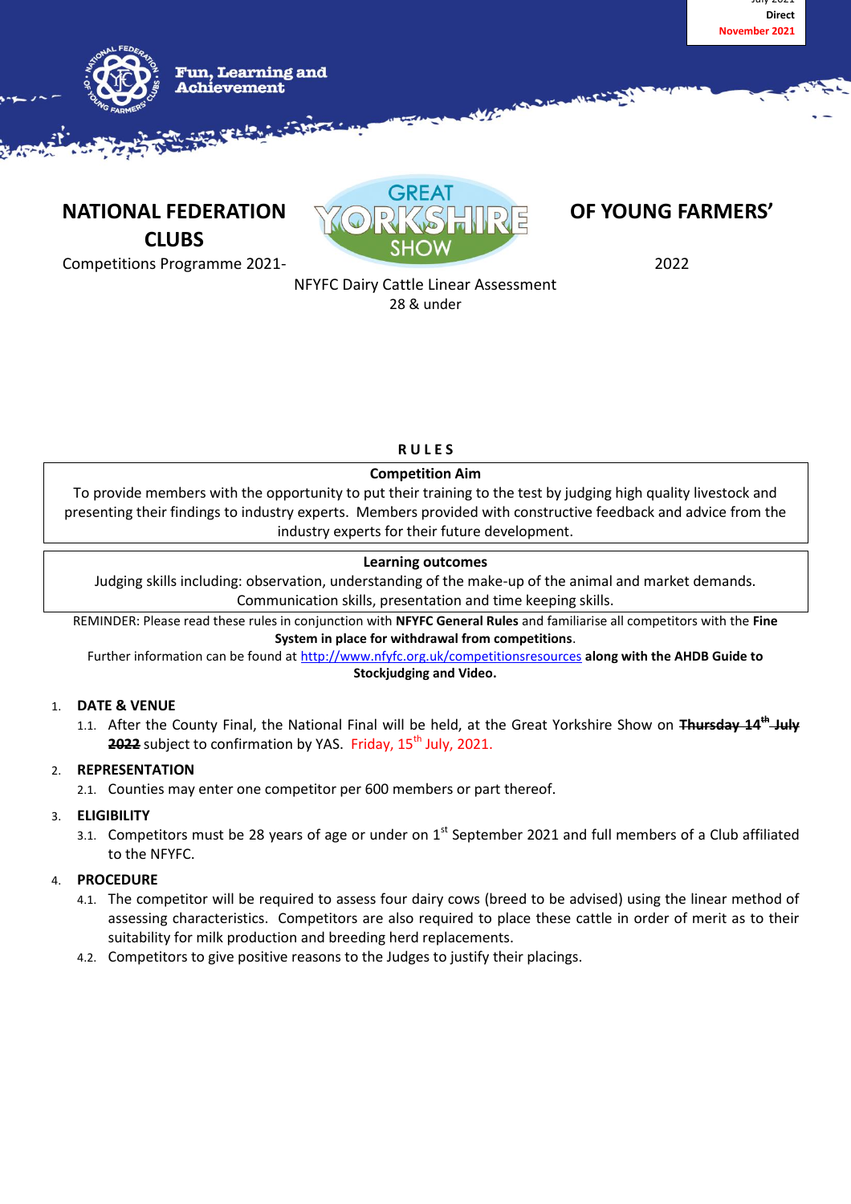July 2021
Direct
November 2021

Fun, Learning and Achievement

# NATIONAL FEDERATION OF YOUNG FARMERS' CLUBS

Competitions Programme 2021-2022

NFYFC Dairy Cattle Linear Assessment
28 & under

## RULES

**Competition Aim**

To provide members with the opportunity to put their training to the test by judging high quality livestock and presenting their findings to industry experts. Members provided with constructive feedback and advice from the industry experts for their future development.

**Learning outcomes**

Judging skills including: observation, understanding of the make-up of the animal and market demands. Communication skills, presentation and time keeping skills.

REMINDER: Please read these rules in conjunction with **NFYFC General Rules** and familiarise all competitors with the **Fine System in place for withdrawal from competitions**.

Further information can be found at http://www.nfyfc.org.uk/competitionsresources **along with the AHDB Guide to Stockjudging and Video.**

1. **DATE & VENUE**
   1.1. After the County Final, the National Final will be held, at the Great Yorkshire Show on ~~**Thursday 14th July 2022**~~ subject to confirmation by YAS. Friday, 15th July, 2021.

2. **REPRESENTATION**
   2.1. Counties may enter one competitor per 600 members or part thereof.

3. **ELIGIBILITY**
   3.1. Competitors must be 28 years of age or under on 1st September 2021 and full members of a Club affiliated to the NFYFC.

4. **PROCEDURE**
   4.1. The competitor will be required to assess four dairy cows (breed to be advised) using the linear method of assessing characteristics. Competitors are also required to place these cattle in order of merit as to their suitability for milk production and breeding herd replacements.
   4.2. Competitors to give positive reasons to the Judges to justify their placings.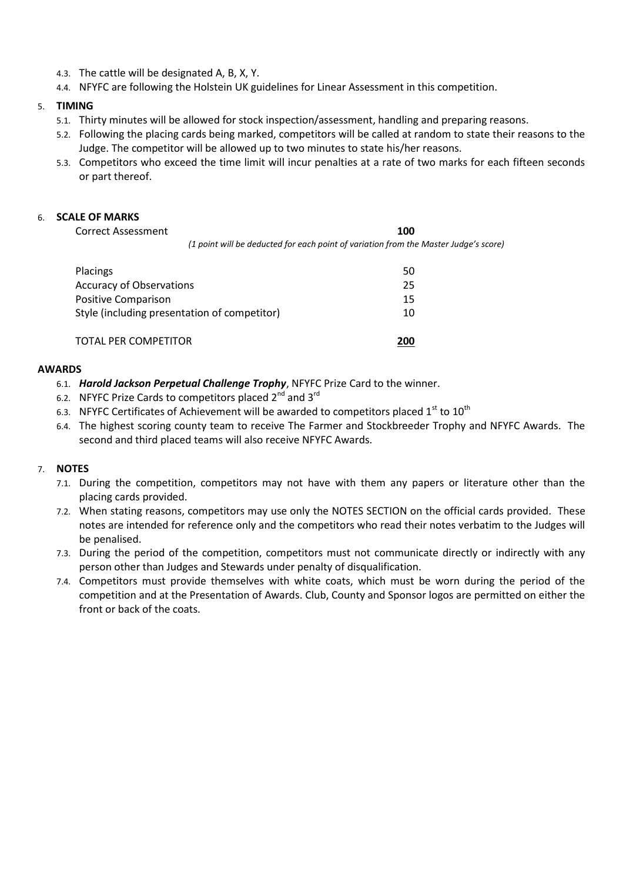4.3. The cattle will be designated A, B, X, Y.

4.4. NFYFC are following the Holstein UK guidelines for Linear Assessment in this competition.

5. **TIMING**

5.1. Thirty minutes will be allowed for stock inspection/assessment, handling and preparing reasons.

5.2. Following the placing cards being marked, competitors will be called at random to state their reasons to the Judge. The competitor will be allowed up to two minutes to state his/her reasons.

5.3. Competitors who exceed the time limit will incur penalties at a rate of two marks for each fifteen seconds or part thereof.

6. **SCALE OF MARKS**

| | |
|---|---|
| Correct Assessment | **100** |
| *(1 point will be deducted for each point of variation from the Master Judge's score)* | |
| Placings | 50 |
| Accuracy of Observations | 25 |
| Positive Comparison | 15 |
| Style (including presentation of competitor) | 10 |
| TOTAL PER COMPETITOR | **200** |

**AWARDS**

6.1. ***Harold Jackson Perpetual Challenge Trophy***, NFYFC Prize Card to the winner.

6.2. NFYFC Prize Cards to competitors placed 2nd and 3rd

6.3. NFYFC Certificates of Achievement will be awarded to competitors placed 1st to 10th

6.4. The highest scoring county team to receive The Farmer and Stockbreeder Trophy and NFYFC Awards. The second and third placed teams will also receive NFYFC Awards.

7. **NOTES**

7.1. During the competition, competitors may not have with them any papers or literature other than the placing cards provided.

7.2. When stating reasons, competitors may use only the NOTES SECTION on the official cards provided. These notes are intended for reference only and the competitors who read their notes verbatim to the Judges will be penalised.

7.3. During the period of the competition, competitors must not communicate directly or indirectly with any person other than Judges and Stewards under penalty of disqualification.

7.4. Competitors must provide themselves with white coats, which must be worn during the period of the competition and at the Presentation of Awards. Club, County and Sponsor logos are permitted on either the front or back of the coats.